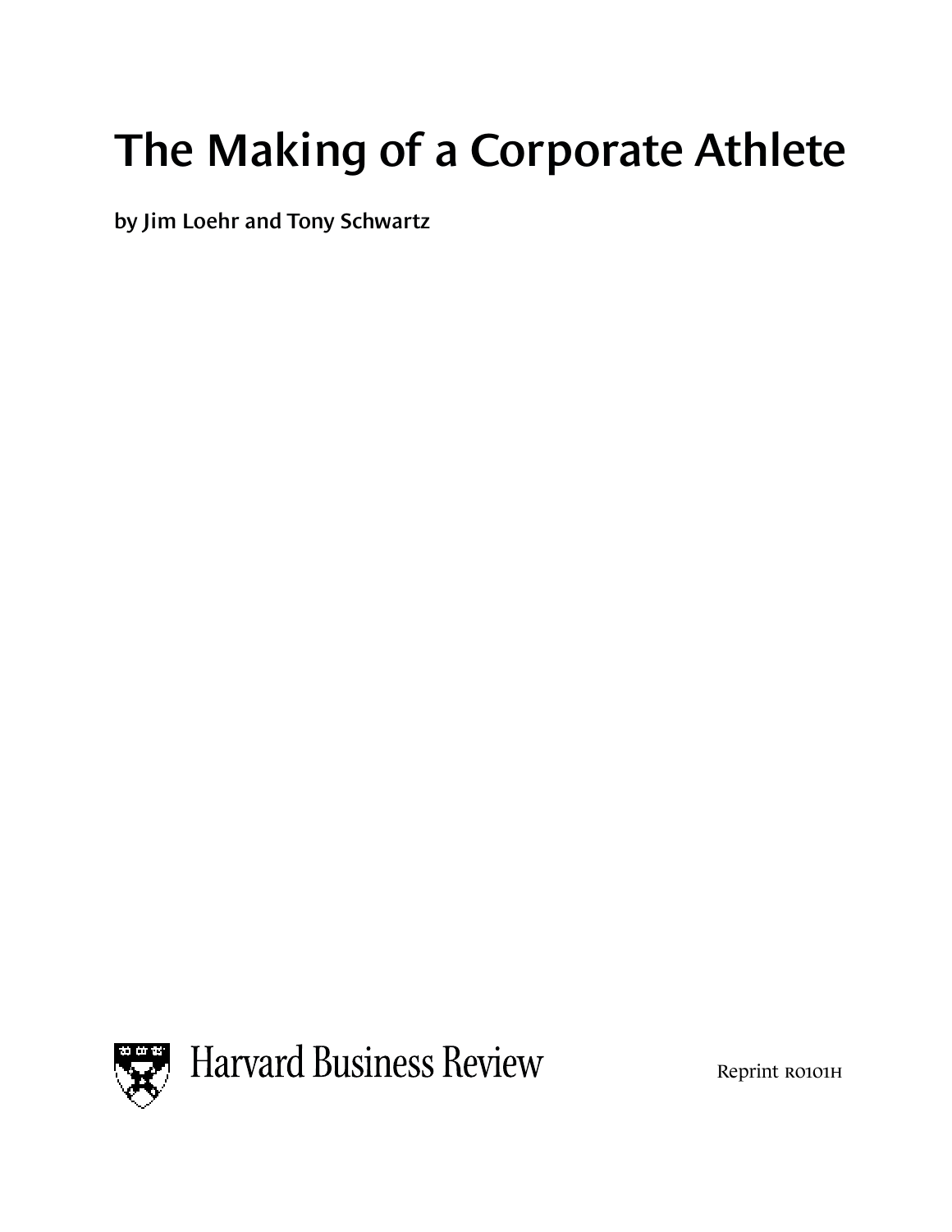# The Making of a Corporate Athlete

**by Jim Loehr and Tony Schwartz**

Harvard Business Review

Reprint R0101H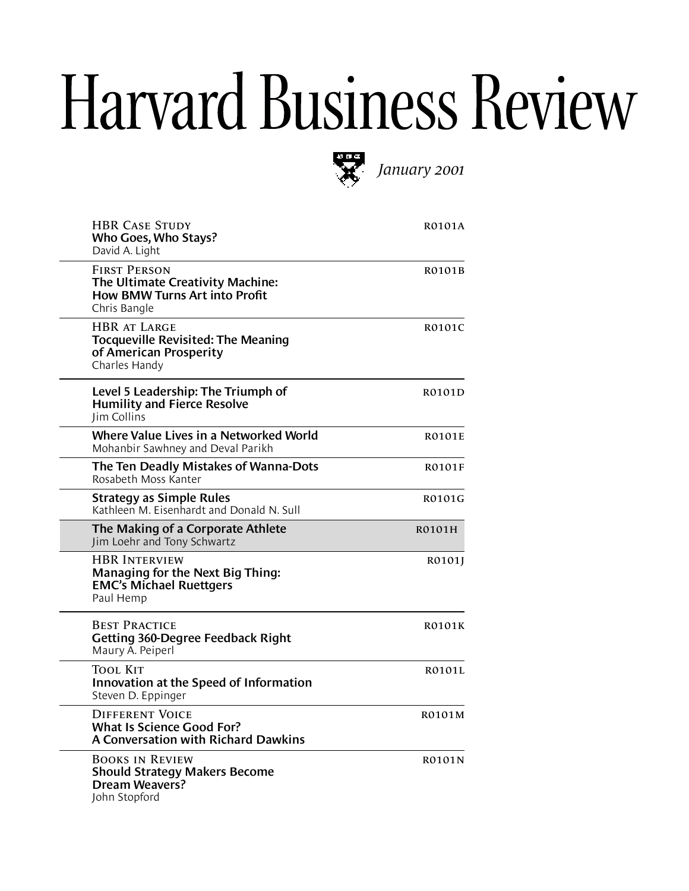# Harvard Business Review

*January 2001*

| | |
|---|---|
| HBR Case Study<br>**Who Goes, Who Stays?**<br>David A. Light | R0101A |
| First Person<br>**The Ultimate Creativity Machine: How BMW Turns Art into Profit**<br>Chris Bangle | R0101B |
| HBR at Large<br>**Tocqueville Revisited: The Meaning of American Prosperity**<br>Charles Handy | R0101C |
| **Level 5 Leadership: The Triumph of Humility and Fierce Resolve**<br>Jim Collins | R0101D |
| **Where Value Lives in a Networked World**<br>Mohanbir Sawhney and Deval Parikh | R0101E |
| **The Ten Deadly Mistakes of Wanna-Dots**<br>Rosabeth Moss Kanter | R0101F |
| **Strategy as Simple Rules**<br>Kathleen M. Eisenhardt and Donald N. Sull | R0101G |
| **The Making of a Corporate Athlete**<br>Jim Loehr and Tony Schwartz | R0101H |
| HBR Interview<br>**Managing for the Next Big Thing: EMC's Michael Ruettgers**<br>Paul Hemp | R0101J |
| Best Practice<br>**Getting 360-Degree Feedback Right**<br>Maury A. Peiperl | R0101K |
| Tool Kit<br>**Innovation at the Speed of Information**<br>Steven D. Eppinger | R0101L |
| Different Voice<br>**What Is Science Good For? A Conversation with Richard Dawkins** | R0101M |
| Books in Review<br>**Should Strategy Makers Become Dream Weavers?**<br>John Stopford | R0101N |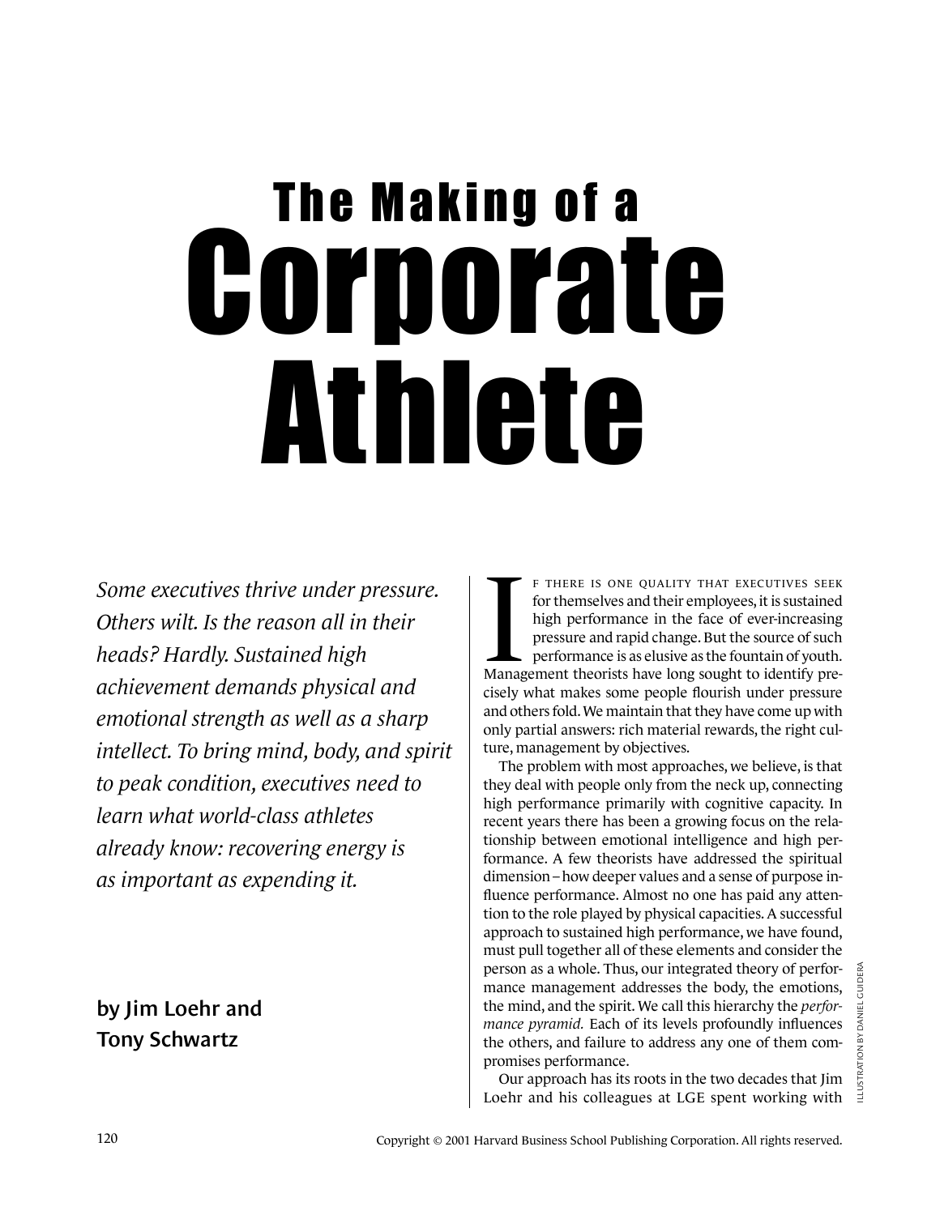# The Making of a Corporate Athlete

*Some executives thrive under pressure. Others wilt. Is the reason all in their heads? Hardly. Sustained high achievement demands physical and emotional strength as well as a sharp intellect. To bring mind, body, and spirit to peak condition, executives need to learn what world-class athletes already know: recovering energy is as important as expending it.*

**by Jim Loehr and Tony Schwartz**

If there is one quality that executives seek for themselves and their employees, it is sustained high performance in the face of ever-increasing pressure and rapid change. But the source of such performance is as elusive as the fountain of youth. Management theorists have long sought to identify precisely what makes some people flourish under pressure and others fold. We maintain that they have come up with only partial answers: rich material rewards, the right culture, management by objectives.

The problem with most approaches, we believe, is that they deal with people only from the neck up, connecting high performance primarily with cognitive capacity. In recent years there has been a growing focus on the relationship between emotional intelligence and high performance. A few theorists have addressed the spiritual dimension – how deeper values and a sense of purpose influence performance. Almost no one has paid any attention to the role played by physical capacities. A successful approach to sustained high performance, we have found, must pull together all of these elements and consider the person as a whole. Thus, our integrated theory of performance management addresses the body, the emotions, the mind, and the spirit. We call this hierarchy the *performance pyramid.* Each of its levels profoundly influences the others, and failure to address any one of them compromises performance.

Our approach has its roots in the two decades that Jim Loehr and his colleagues at LGE spent working with

ILLUSTRATION BY DANIEL GUIDERA

Copyright © 2001 Harvard Business School Publishing Corporation. All rights reserved.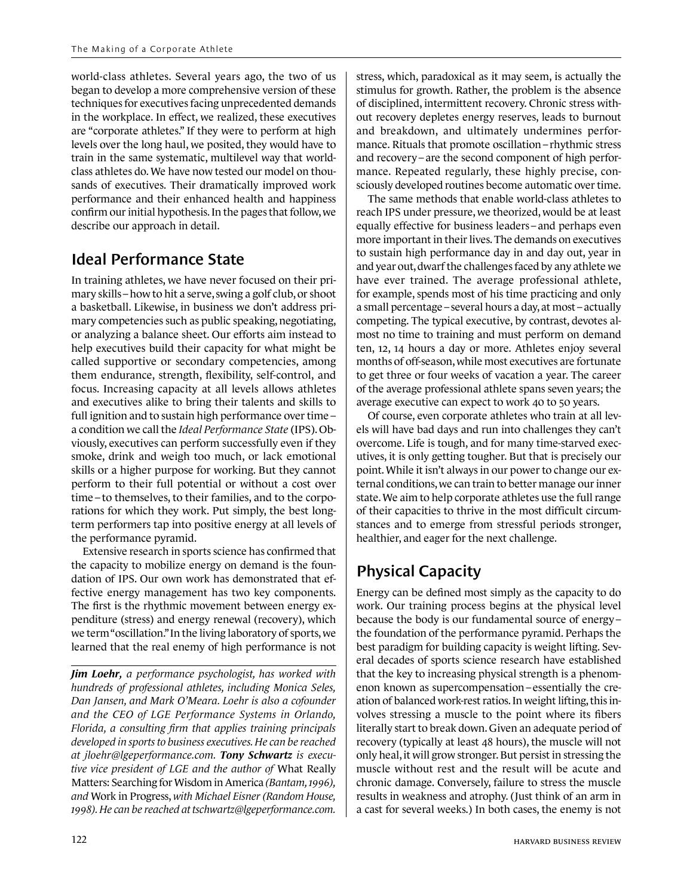world-class athletes. Several years ago, the two of us began to develop a more comprehensive version of these techniques for executives facing unprecedented demands in the workplace. In effect, we realized, these executives are "corporate athletes." If they were to perform at high levels over the long haul, we posited, they would have to train in the same systematic, multilevel way that world-class athletes do. We have now tested our model on thousands of executives. Their dramatically improved work performance and their enhanced health and happiness confirm our initial hypothesis. In the pages that follow, we describe our approach in detail.

## Ideal Performance State

In training athletes, we have never focused on their primary skills – how to hit a serve, swing a golf club, or shoot a basketball. Likewise, in business we don't address primary competencies such as public speaking, negotiating, or analyzing a balance sheet. Our efforts aim instead to help executives build their capacity for what might be called supportive or secondary competencies, among them endurance, strength, flexibility, self-control, and focus. Increasing capacity at all levels allows athletes and executives alike to bring their talents and skills to full ignition and to sustain high performance over time – a condition we call the *Ideal Performance State* (IPS). Obviously, executives can perform successfully even if they smoke, drink and weigh too much, or lack emotional skills or a higher purpose for working. But they cannot perform to their full potential or without a cost over time – to themselves, to their families, and to the corporations for which they work. Put simply, the best long-term performers tap into positive energy at all levels of the performance pyramid.

Extensive research in sports science has confirmed that the capacity to mobilize energy on demand is the foundation of IPS. Our own work has demonstrated that effective energy management has two key components. The first is the rhythmic movement between energy expenditure (stress) and energy renewal (recovery), which we term "oscillation." In the living laboratory of sports, we learned that the real enemy of high performance is not stress, which, paradoxical as it may seem, is actually the stimulus for growth. Rather, the problem is the absence of disciplined, intermittent recovery. Chronic stress without recovery depletes energy reserves, leads to burnout and breakdown, and ultimately undermines performance. Rituals that promote oscillation – rhythmic stress and recovery – are the second component of high performance. Repeated regularly, these highly precise, consciously developed routines become automatic over time.

The same methods that enable world-class athletes to reach IPS under pressure, we theorized, would be at least equally effective for business leaders – and perhaps even more important in their lives. The demands on executives to sustain high performance day in and day out, year in and year out, dwarf the challenges faced by any athlete we have ever trained. The average professional athlete, for example, spends most of his time practicing and only a small percentage – several hours a day, at most – actually competing. The typical executive, by contrast, devotes almost no time to training and must perform on demand ten, 12, 14 hours a day or more. Athletes enjoy several months of off-season, while most executives are fortunate to get three or four weeks of vacation a year. The career of the average professional athlete spans seven years; the average executive can expect to work 40 to 50 years.

Of course, even corporate athletes who train at all levels will have bad days and run into challenges they can't overcome. Life is tough, and for many time-starved executives, it is only getting tougher. But that is precisely our point. While it isn't always in our power to change our external conditions, we can train to better manage our inner state. We aim to help corporate athletes use the full range of their capacities to thrive in the most difficult circumstances and to emerge from stressful periods stronger, healthier, and eager for the next challenge.

*__Jim Loehr,__ a performance psychologist, has worked with hundreds of professional athletes, including Monica Seles, Dan Jansen, and Mark O'Meara. Loehr is also a cofounder and the CEO of LGE Performance Systems in Orlando, Florida, a consulting firm that applies training principals developed in sports to business executives. He can be reached at jloehr@lgeperformance.com. __Tony Schwartz__ is executive vice president of LGE and the author of* What Really Matters: Searching for Wisdom in America *(Bantam, 1996), and* Work in Progress, *with Michael Eisner (Random House, 1998). He can be reached at tschwartz@lgeperformance.com.*

## Physical Capacity

Energy can be defined most simply as the capacity to do work. Our training process begins at the physical level because the body is our fundamental source of energy – the foundation of the performance pyramid. Perhaps the best paradigm for building capacity is weight lifting. Several decades of sports science research have established that the key to increasing physical strength is a phenomenon known as supercompensation – essentially the creation of balanced work-rest ratios. In weight lifting, this involves stressing a muscle to the point where its fibers literally start to break down. Given an adequate period of recovery (typically at least 48 hours), the muscle will not only heal, it will grow stronger. But persist in stressing the muscle without rest and the result will be acute and chronic damage. Conversely, failure to stress the muscle results in weakness and atrophy. (Just think of an arm in a cast for several weeks.) In both cases, the enemy is not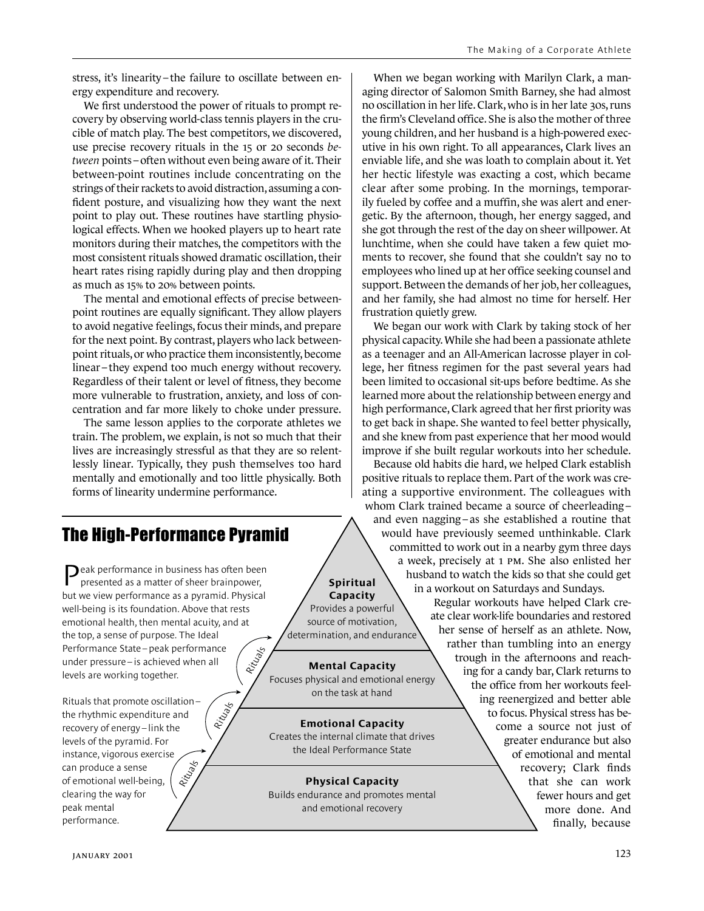stress, it's linearity – the failure to oscillate between energy expenditure and recovery.

We first understood the power of rituals to prompt recovery by observing world-class tennis players in the crucible of match play. The best competitors, we discovered, use precise recovery rituals in the 15 or 20 seconds *between* points – often without even being aware of it. Their between-point routines include concentrating on the strings of their rackets to avoid distraction, assuming a confident posture, and visualizing how they want the next point to play out. These routines have startling physiological effects. When we hooked players up to heart rate monitors during their matches, the competitors with the most consistent rituals showed dramatic oscillation, their heart rates rising rapidly during play and then dropping as much as 15% to 20% between points.

The mental and emotional effects of precise between-point routines are equally significant. They allow players to avoid negative feelings, focus their minds, and prepare for the next point. By contrast, players who lack between-point rituals, or who practice them inconsistently, become linear – they expend too much energy without recovery. Regardless of their talent or level of fitness, they become more vulnerable to frustration, anxiety, and loss of concentration and far more likely to choke under pressure.

The same lesson applies to the corporate athletes we train. The problem, we explain, is not so much that their lives are increasingly stressful as that they are so relentlessly linear. Typically, they push themselves too hard mentally and emotionally and too little physically. Both forms of linearity undermine performance.

## The High-Performance Pyramid

Peak performance in business has often been presented as a matter of sheer brainpower, but we view performance as a pyramid. Physical well-being is its foundation. Above that rests emotional health, then mental acuity, and at the top, a sense of purpose. The Ideal Performance State – peak performance under pressure – is achieved when all levels are working together.

Rituals that promote oscillation – the rhythmic expenditure and recovery of energy – link the levels of the pyramid. For instance, vigorous exercise can produce a sense of emotional well-being, clearing the way for peak mental performance.

**Spiritual Capacity**
Provides a powerful source of motivation, determination, and endurance

*Rituals*

**Mental Capacity**
Focuses physical and emotional energy on the task at hand

*Rituals*

**Emotional Capacity**
Creates the internal climate that drives the Ideal Performance State

*Rituals*

**Physical Capacity**
Builds endurance and promotes mental and emotional recovery

When we began working with Marilyn Clark, a managing director of Salomon Smith Barney, she had almost no oscillation in her life. Clark, who is in her late 30s, runs the firm's Cleveland office. She is also the mother of three young children, and her husband is a high-powered executive in his own right. To all appearances, Clark lives an enviable life, and she was loath to complain about it. Yet her hectic lifestyle was exacting a cost, which became clear after some probing. In the mornings, temporarily fueled by coffee and a muffin, she was alert and energetic. By the afternoon, though, her energy sagged, and she got through the rest of the day on sheer willpower. At lunchtime, when she could have taken a few quiet moments to recover, she found that she couldn't say no to employees who lined up at her office seeking counsel and support. Between the demands of her job, her colleagues, and her family, she had almost no time for herself. Her frustration quietly grew.

We began our work with Clark by taking stock of her physical capacity. While she had been a passionate athlete as a teenager and an All-American lacrosse player in college, her fitness regimen for the past several years had been limited to occasional sit-ups before bedtime. As she learned more about the relationship between energy and high performance, Clark agreed that her first priority was to get back in shape. She wanted to feel better physically, and she knew from past experience that her mood would improve if she built regular workouts into her schedule.

Because old habits die hard, we helped Clark establish positive rituals to replace them. Part of the work was creating a supportive environment. The colleagues with whom Clark trained became a source of cheerleading – and even nagging – as she established a routine that would have previously seemed unthinkable. Clark committed to work out in a nearby gym three days a week, precisely at 1 PM. She also enlisted her husband to watch the kids so that she could get in a workout on Saturdays and Sundays.

Regular workouts have helped Clark create clear work-life boundaries and restored her sense of herself as an athlete. Now, rather than tumbling into an energy trough in the afternoons and reaching for a candy bar, Clark returns to the office from her workouts feeling reenergized and better able to focus. Physical stress has become a source not just of greater endurance but also of emotional and mental recovery; Clark finds that she can work fewer hours and get more done. And finally, because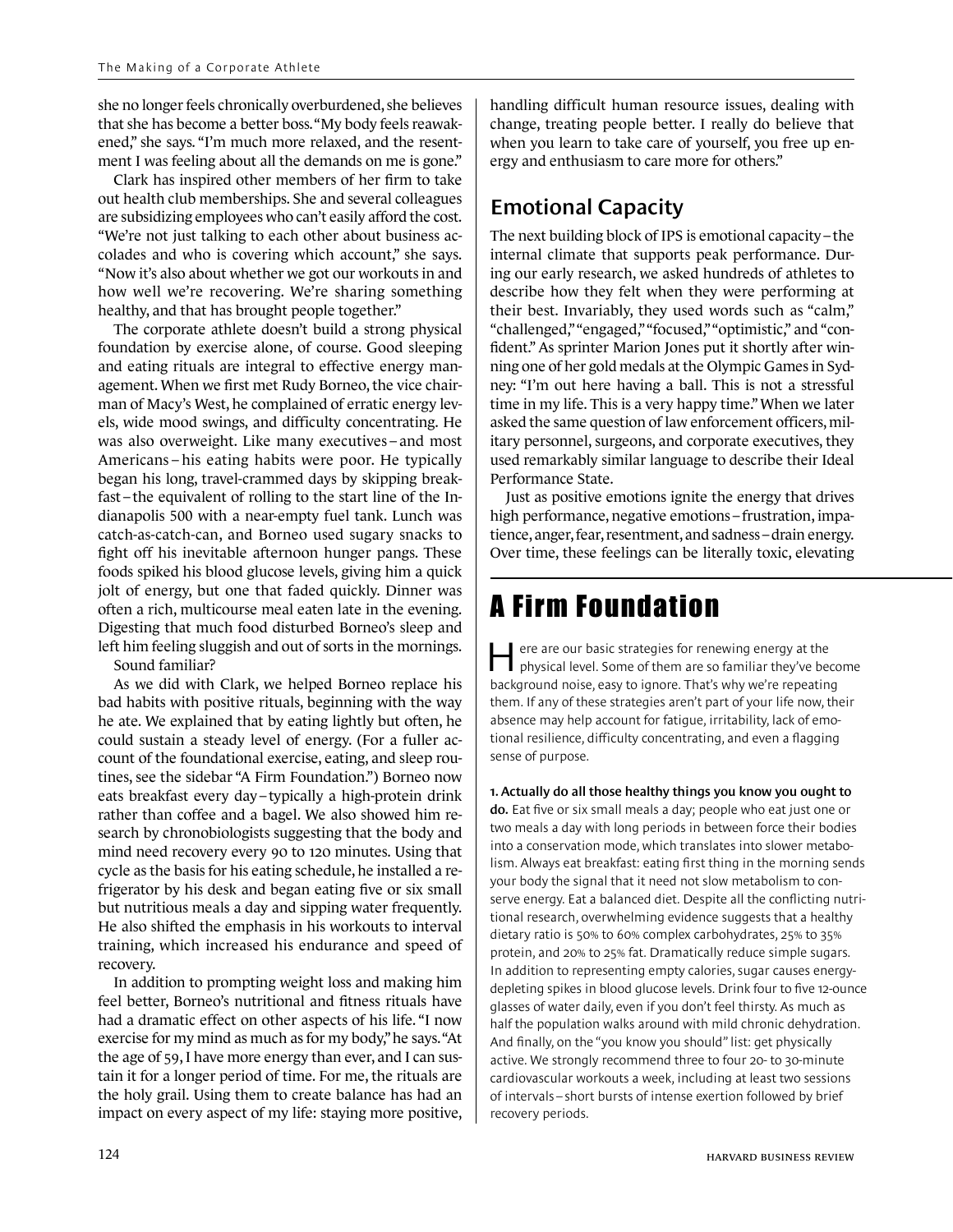she no longer feels chronically overburdened, she believes that she has become a better boss. "My body feels reawakened," she says. "I'm much more relaxed, and the resentment I was feeling about all the demands on me is gone."

Clark has inspired other members of her firm to take out health club memberships. She and several colleagues are subsidizing employees who can't easily afford the cost. "We're not just talking to each other about business accolades and who is covering which account," she says. "Now it's also about whether we got our workouts in and how well we're recovering. We're sharing something healthy, and that has brought people together."

The corporate athlete doesn't build a strong physical foundation by exercise alone, of course. Good sleeping and eating rituals are integral to effective energy management. When we first met Rudy Borneo, the vice chairman of Macy's West, he complained of erratic energy levels, wide mood swings, and difficulty concentrating. He was also overweight. Like many executives – and most Americans – his eating habits were poor. He typically began his long, travel-crammed days by skipping breakfast – the equivalent of rolling to the start line of the Indianapolis 500 with a near-empty fuel tank. Lunch was catch-as-catch-can, and Borneo used sugary snacks to fight off his inevitable afternoon hunger pangs. These foods spiked his blood glucose levels, giving him a quick jolt of energy, but one that faded quickly. Dinner was often a rich, multicourse meal eaten late in the evening. Digesting that much food disturbed Borneo's sleep and left him feeling sluggish and out of sorts in the mornings.

Sound familiar?

As we did with Clark, we helped Borneo replace his bad habits with positive rituals, beginning with the way he ate. We explained that by eating lightly but often, he could sustain a steady level of energy. (For a fuller account of the foundational exercise, eating, and sleep routines, see the sidebar "A Firm Foundation.") Borneo now eats breakfast every day – typically a high-protein drink rather than coffee and a bagel. We also showed him research by chronobiologists suggesting that the body and mind need recovery every 90 to 120 minutes. Using that cycle as the basis for his eating schedule, he installed a refrigerator by his desk and began eating five or six small but nutritious meals a day and sipping water frequently. He also shifted the emphasis in his workouts to interval training, which increased his endurance and speed of recovery.

In addition to prompting weight loss and making him feel better, Borneo's nutritional and fitness rituals have had a dramatic effect on other aspects of his life. "I now exercise for my mind as much as for my body," he says. "At the age of 59, I have more energy than ever, and I can sustain it for a longer period of time. For me, the rituals are the holy grail. Using them to create balance has had an impact on every aspect of my life: staying more positive, handling difficult human resource issues, dealing with change, treating people better. I really do believe that when you learn to take care of yourself, you free up energy and enthusiasm to care more for others."

## Emotional Capacity

The next building block of IPS is emotional capacity – the internal climate that supports peak performance. During our early research, we asked hundreds of athletes to describe how they felt when they were performing at their best. Invariably, they used words such as "calm," "challenged," "engaged," "focused," "optimistic," and "confident." As sprinter Marion Jones put it shortly after winning one of her gold medals at the Olympic Games in Sydney: "I'm out here having a ball. This is not a stressful time in my life. This is a very happy time." When we later asked the same question of law enforcement officers, military personnel, surgeons, and corporate executives, they used remarkably similar language to describe their Ideal Performance State.

Just as positive emotions ignite the energy that drives high performance, negative emotions – frustration, impatience, anger, fear, resentment, and sadness – drain energy. Over time, these feelings can be literally toxic, elevating

# A Firm Foundation

Here are our basic strategies for renewing energy at the physical level. Some of them are so familiar they've become background noise, easy to ignore. That's why we're repeating them. If any of these strategies aren't part of your life now, their absence may help account for fatigue, irritability, lack of emotional resilience, difficulty concentrating, and even a flagging sense of purpose.

**1. Actually do all those healthy things you know you ought to do.** Eat five or six small meals a day; people who eat just one or two meals a day with long periods in between force their bodies into a conservation mode, which translates into slower metabolism. Always eat breakfast: eating first thing in the morning sends your body the signal that it need not slow metabolism to conserve energy. Eat a balanced diet. Despite all the conflicting nutritional research, overwhelming evidence suggests that a healthy dietary ratio is 50% to 60% complex carbohydrates, 25% to 35% protein, and 20% to 25% fat. Dramatically reduce simple sugars. In addition to representing empty calories, sugar causes energy-depleting spikes in blood glucose levels. Drink four to five 12-ounce glasses of water daily, even if you don't feel thirsty. As much as half the population walks around with mild chronic dehydration. And finally, on the "you know you should" list: get physically active. We strongly recommend three to four 20- to 30-minute cardiovascular workouts a week, including at least two sessions of intervals – short bursts of intense exertion followed by brief recovery periods.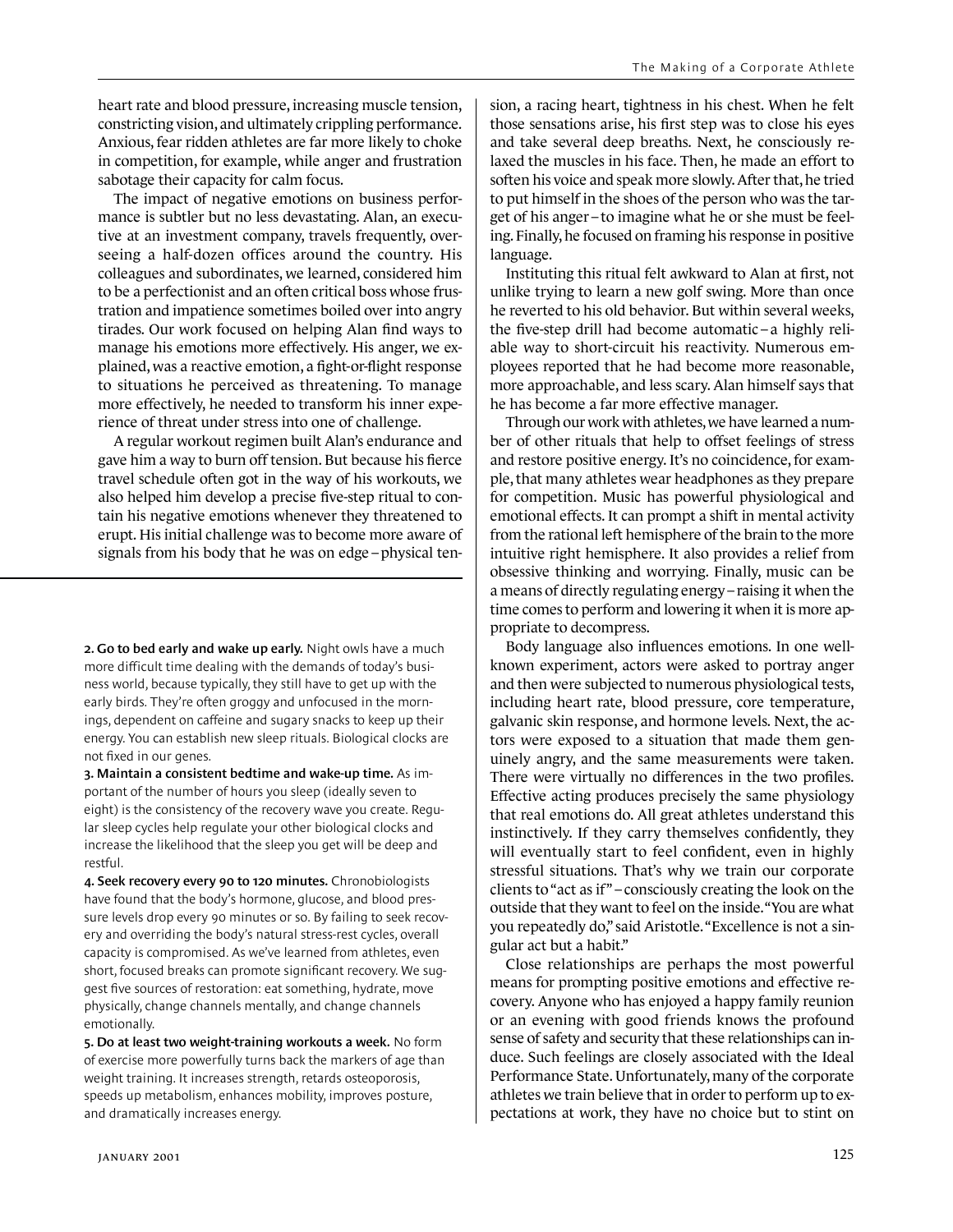heart rate and blood pressure, increasing muscle tension, constricting vision, and ultimately crippling performance. Anxious, fear ridden athletes are far more likely to choke in competition, for example, while anger and frustration sabotage their capacity for calm focus.

The impact of negative emotions on business performance is subtler but no less devastating. Alan, an executive at an investment company, travels frequently, overseeing a half-dozen offices around the country. His colleagues and subordinates, we learned, considered him to be a perfectionist and an often critical boss whose frustration and impatience sometimes boiled over into angry tirades. Our work focused on helping Alan find ways to manage his emotions more effectively. His anger, we explained, was a reactive emotion, a fight-or-flight response to situations he perceived as threatening. To manage more effectively, he needed to transform his inner experience of threat under stress into one of challenge.

A regular workout regimen built Alan's endurance and gave him a way to burn off tension. But because his fierce travel schedule often got in the way of his workouts, we also helped him develop a precise five-step ritual to contain his negative emotions whenever they threatened to erupt. His initial challenge was to become more aware of signals from his body that he was on edge – physical tension, a racing heart, tightness in his chest. When he felt those sensations arise, his first step was to close his eyes and take several deep breaths. Next, he consciously relaxed the muscles in his face. Then, he made an effort to soften his voice and speak more slowly. After that, he tried to put himself in the shoes of the person who was the target of his anger – to imagine what he or she must be feeling. Finally, he focused on framing his response in positive language.

Instituting this ritual felt awkward to Alan at first, not unlike trying to learn a new golf swing. More than once he reverted to his old behavior. But within several weeks, the five-step drill had become automatic – a highly reliable way to short-circuit his reactivity. Numerous employees reported that he had become more reasonable, more approachable, and less scary. Alan himself says that he has become a far more effective manager.

Through our work with athletes, we have learned a number of other rituals that help to offset feelings of stress and restore positive energy. It's no coincidence, for example, that many athletes wear headphones as they prepare for competition. Music has powerful physiological and emotional effects. It can prompt a shift in mental activity from the rational left hemisphere of the brain to the more intuitive right hemisphere. It also provides a relief from obsessive thinking and worrying. Finally, music can be a means of directly regulating energy – raising it when the time comes to perform and lowering it when it is more appropriate to decompress.

Body language also influences emotions. In one well-known experiment, actors were asked to portray anger and then were subjected to numerous physiological tests, including heart rate, blood pressure, core temperature, galvanic skin response, and hormone levels. Next, the actors were exposed to a situation that made them genuinely angry, and the same measurements were taken. There were virtually no differences in the two profiles. Effective acting produces precisely the same physiology that real emotions do. All great athletes understand this instinctively. If they carry themselves confidently, they will eventually start to feel confident, even in highly stressful situations. That's why we train our corporate clients to "act as if" – consciously creating the look on the outside that they want to feel on the inside. "You are what you repeatedly do," said Aristotle. "Excellence is not a singular act but a habit."

Close relationships are perhaps the most powerful means for prompting positive emotions and effective recovery. Anyone who has enjoyed a happy family reunion or an evening with good friends knows the profound sense of safety and security that these relationships can induce. Such feelings are closely associated with the Ideal Performance State. Unfortunately, many of the corporate athletes we train believe that in order to perform up to expectations at work, they have no choice but to stint on

---

**2. Go to bed early and wake up early.** Night owls have a much more difficult time dealing with the demands of today's business world, because typically, they still have to get up with the early birds. They're often groggy and unfocused in the mornings, dependent on caffeine and sugary snacks to keep up their energy. You can establish new sleep rituals. Biological clocks are not fixed in our genes.

**3. Maintain a consistent bedtime and wake-up time.** As important of the number of hours you sleep (ideally seven to eight) is the consistency of the recovery wave you create. Regular sleep cycles help regulate your other biological clocks and increase the likelihood that the sleep you get will be deep and restful.

**4. Seek recovery every 90 to 120 minutes.** Chronobiologists have found that the body's hormone, glucose, and blood pressure levels drop every 90 minutes or so. By failing to seek recovery and overriding the body's natural stress-rest cycles, overall capacity is compromised. As we've learned from athletes, even short, focused breaks can promote significant recovery. We suggest five sources of restoration: eat something, hydrate, move physically, change channels mentally, and change channels emotionally.

**5. Do at least two weight-training workouts a week.** No form of exercise more powerfully turns back the markers of age than weight training. It increases strength, retards osteoporosis, speeds up metabolism, enhances mobility, improves posture, and dramatically increases energy.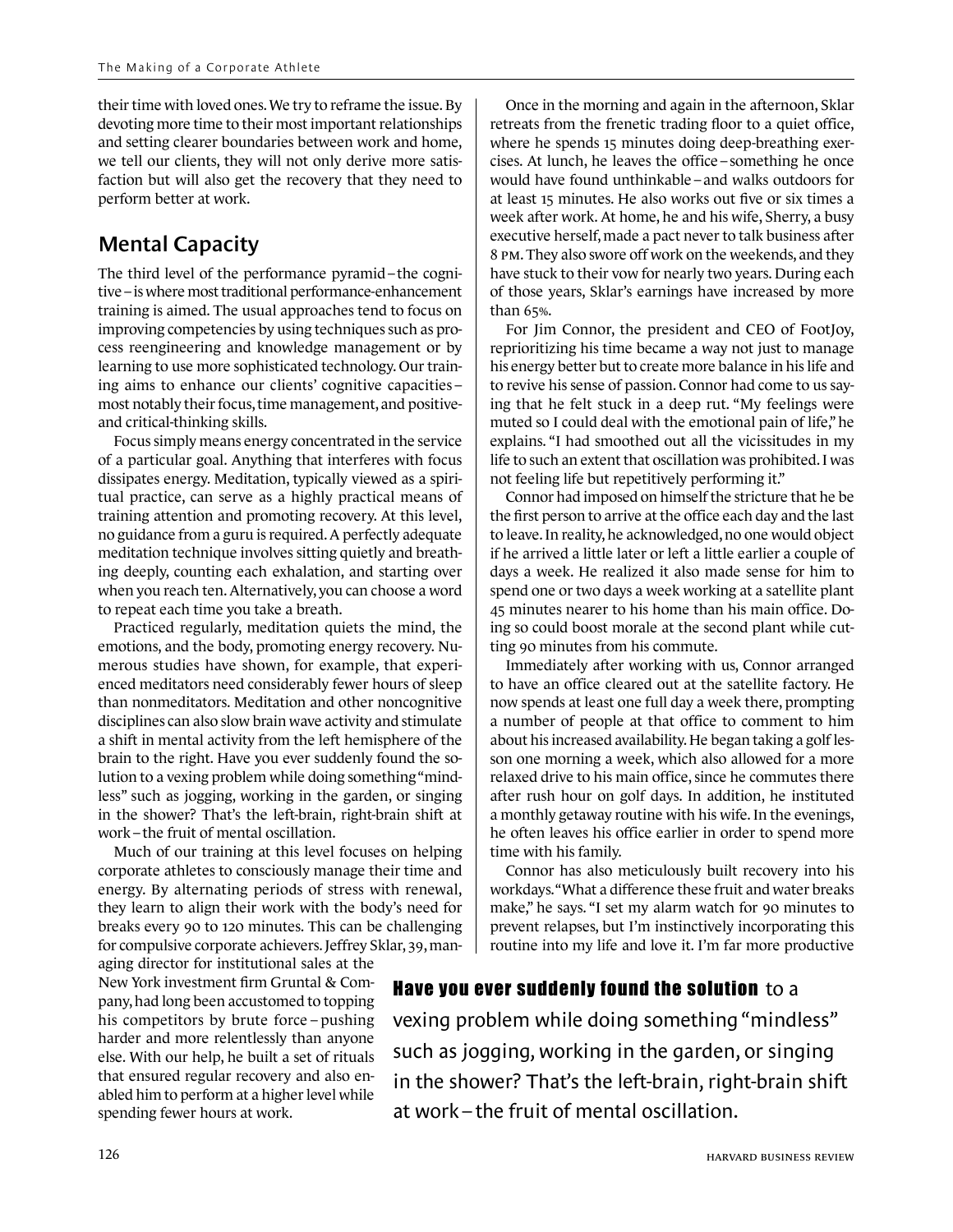their time with loved ones. We try to reframe the issue. By devoting more time to their most important relationships and setting clearer boundaries between work and home, we tell our clients, they will not only derive more satisfaction but will also get the recovery that they need to perform better at work.

## Mental Capacity

The third level of the performance pyramid – the cognitive – is where most traditional performance-enhancement training is aimed. The usual approaches tend to focus on improving competencies by using techniques such as process reengineering and knowledge management or by learning to use more sophisticated technology. Our training aims to enhance our clients' cognitive capacities – most notably their focus, time management, and positive- and critical-thinking skills.

Focus simply means energy concentrated in the service of a particular goal. Anything that interferes with focus dissipates energy. Meditation, typically viewed as a spiritual practice, can serve as a highly practical means of training attention and promoting recovery. At this level, no guidance from a guru is required. A perfectly adequate meditation technique involves sitting quietly and breathing deeply, counting each exhalation, and starting over when you reach ten. Alternatively, you can choose a word to repeat each time you take a breath.

Practiced regularly, meditation quiets the mind, the emotions, and the body, promoting energy recovery. Numerous studies have shown, for example, that experienced meditators need considerably fewer hours of sleep than nonmeditators. Meditation and other noncognitive disciplines can also slow brain wave activity and stimulate a shift in mental activity from the left hemisphere of the brain to the right. Have you ever suddenly found the solution to a vexing problem while doing something "mindless" such as jogging, working in the garden, or singing in the shower? That's the left-brain, right-brain shift at work – the fruit of mental oscillation.

Much of our training at this level focuses on helping corporate athletes to consciously manage their time and energy. By alternating periods of stress with renewal, they learn to align their work with the body's need for breaks every 90 to 120 minutes. This can be challenging for compulsive corporate achievers. Jeffrey Sklar, 39, managing director for institutional sales at the New York investment firm Gruntal & Company, had long been accustomed to topping his competitors by brute force – pushing harder and more relentlessly than anyone else. With our help, he built a set of rituals that ensured regular recovery and also enabled him to perform at a higher level while spending fewer hours at work.

Once in the morning and again in the afternoon, Sklar retreats from the frenetic trading floor to a quiet office, where he spends 15 minutes doing deep-breathing exercises. At lunch, he leaves the office – something he once would have found unthinkable – and walks outdoors for at least 15 minutes. He also works out five or six times a week after work. At home, he and his wife, Sherry, a busy executive herself, made a pact never to talk business after 8 PM. They also swore off work on the weekends, and they have stuck to their vow for nearly two years. During each of those years, Sklar's earnings have increased by more than 65%.

For Jim Connor, the president and CEO of FootJoy, reprioritizing his time became a way not just to manage his energy better but to create more balance in his life and to revive his sense of passion. Connor had come to us saying that he felt stuck in a deep rut. "My feelings were muted so I could deal with the emotional pain of life," he explains. "I had smoothed out all the vicissitudes in my life to such an extent that oscillation was prohibited. I was not feeling life but repetitively performing it."

Connor had imposed on himself the stricture that he be the first person to arrive at the office each day and the last to leave. In reality, he acknowledged, no one would object if he arrived a little later or left a little earlier a couple of days a week. He realized it also made sense for him to spend one or two days a week working at a satellite plant 45 minutes nearer to his home than his main office. Doing so could boost morale at the second plant while cutting 90 minutes from his commute.

Immediately after working with us, Connor arranged to have an office cleared out at the satellite factory. He now spends at least one full day a week there, prompting a number of people at that office to comment to him about his increased availability. He began taking a golf lesson one morning a week, which also allowed for a more relaxed drive to his main office, since he commutes there after rush hour on golf days. In addition, he instituted a monthly getaway routine with his wife. In the evenings, he often leaves his office earlier in order to spend more time with his family.

Connor has also meticulously built recovery into his workdays. "What a difference these fruit and water breaks make," he says. "I set my alarm watch for 90 minutes to prevent relapses, but I'm instinctively incorporating this routine into my life and love it. I'm far more productive

**Have you ever suddenly found the solution** to a vexing problem while doing something "mindless" such as jogging, working in the garden, or singing in the shower? That's the left-brain, right-brain shift at work – the fruit of mental oscillation.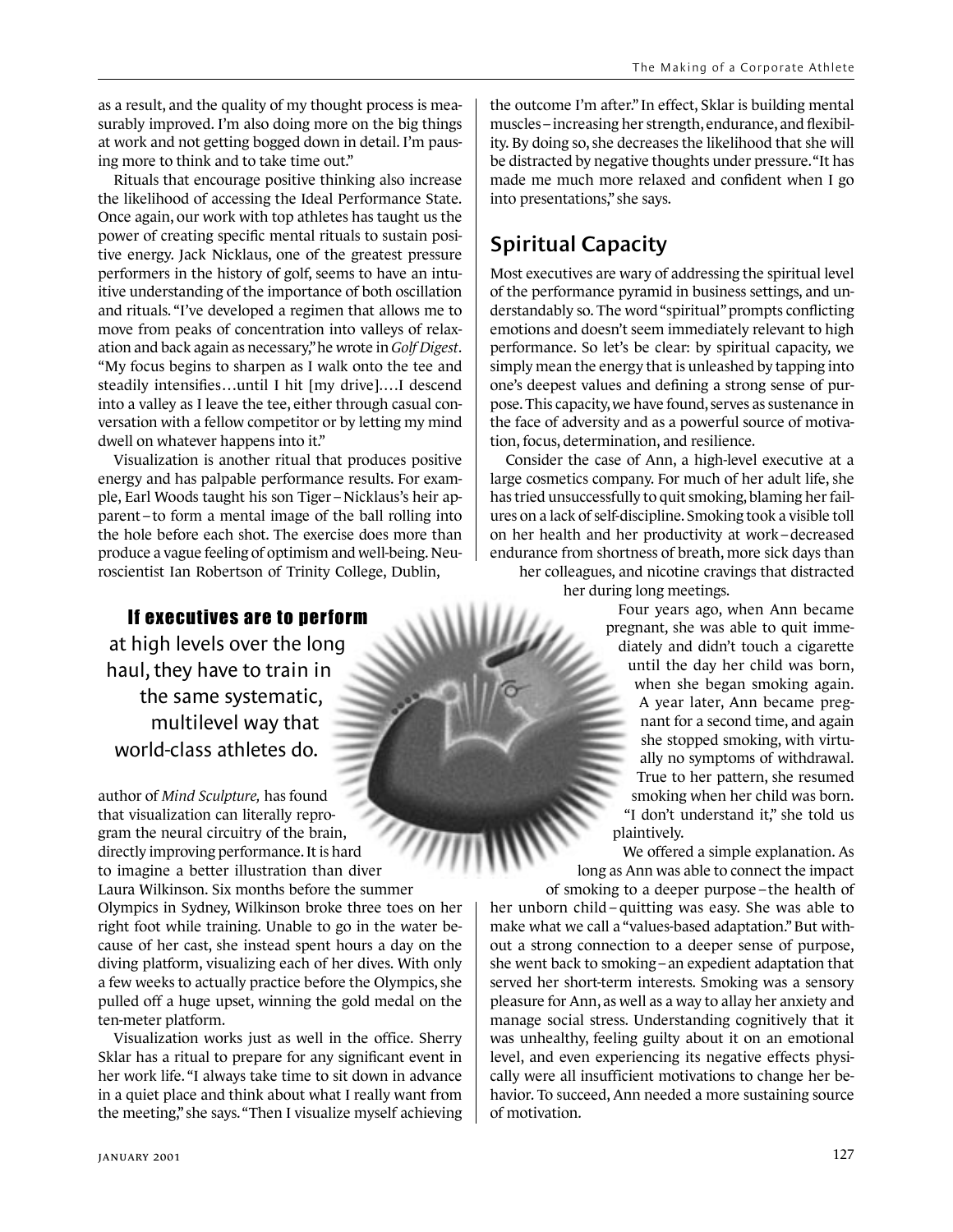as a result, and the quality of my thought process is measurably improved. I'm also doing more on the big things at work and not getting bogged down in detail. I'm pausing more to think and to take time out."

Rituals that encourage positive thinking also increase the likelihood of accessing the Ideal Performance State. Once again, our work with top athletes has taught us the power of creating specific mental rituals to sustain positive energy. Jack Nicklaus, one of the greatest pressure performers in the history of golf, seems to have an intuitive understanding of the importance of both oscillation and rituals. "I've developed a regimen that allows me to move from peaks of concentration into valleys of relaxation and back again as necessary," he wrote in *Golf Digest*. "My focus begins to sharpen as I walk onto the tee and steadily intensifies…until I hit [my drive].…I descend into a valley as I leave the tee, either through casual conversation with a fellow competitor or by letting my mind dwell on whatever happens into it."

Visualization is another ritual that produces positive energy and has palpable performance results. For example, Earl Woods taught his son Tiger – Nicklaus's heir apparent – to form a mental image of the ball rolling into the hole before each shot. The exercise does more than produce a vague feeling of optimism and well-being. Neuroscientist Ian Robertson of Trinity College, Dublin, author of *Mind Sculpture,* has found that visualization can literally reprogram the neural circuitry of the brain, directly improving performance. It is hard to imagine a better illustration than diver Laura Wilkinson. Six months before the summer Olympics in Sydney, Wilkinson broke three toes on her right foot while training. Unable to go in the water because of her cast, she instead spent hours a day on the diving platform, visualizing each of her dives. With only a few weeks to actually practice before the Olympics, she pulled off a huge upset, winning the gold medal on the ten-meter platform.

**If executives are to perform** at high levels over the long haul, they have to train in the same systematic, multilevel way that world-class athletes do.

Visualization works just as well in the office. Sherry Sklar has a ritual to prepare for any significant event in her work life. "I always take time to sit down in advance in a quiet place and think about what I really want from the meeting," she says. "Then I visualize myself achieving the outcome I'm after." In effect, Sklar is building mental muscles – increasing her strength, endurance, and flexibility. By doing so, she decreases the likelihood that she will be distracted by negative thoughts under pressure. "It has made me much more relaxed and confident when I go into presentations," she says.

## Spiritual Capacity

Most executives are wary of addressing the spiritual level of the performance pyramid in business settings, and understandably so. The word "spiritual" prompts conflicting emotions and doesn't seem immediately relevant to high performance. So let's be clear: by spiritual capacity, we simply mean the energy that is unleashed by tapping into one's deepest values and defining a strong sense of purpose. This capacity, we have found, serves as sustenance in the face of adversity and as a powerful source of motivation, focus, determination, and resilience.

Consider the case of Ann, a high-level executive at a large cosmetics company. For much of her adult life, she has tried unsuccessfully to quit smoking, blaming her failures on a lack of self-discipline. Smoking took a visible toll on her health and her productivity at work – decreased endurance from shortness of breath, more sick days than her colleagues, and nicotine cravings that distracted her during long meetings.

Four years ago, when Ann became pregnant, she was able to quit immediately and didn't touch a cigarette until the day her child was born, when she began smoking again. A year later, Ann became pregnant for a second time, and again she stopped smoking, with virtually no symptoms of withdrawal. True to her pattern, she resumed smoking when her child was born. "I don't understand it," she told us plaintively.

We offered a simple explanation. As long as Ann was able to connect the impact of smoking to a deeper purpose – the health of her unborn child – quitting was easy. She was able to make what we call a "values-based adaptation." But without a strong connection to a deeper sense of purpose, she went back to smoking – an expedient adaptation that served her short-term interests. Smoking was a sensory pleasure for Ann, as well as a way to allay her anxiety and manage social stress. Understanding cognitively that it was unhealthy, feeling guilty about it on an emotional level, and even experiencing its negative effects physically were all insufficient motivations to change her behavior. To succeed, Ann needed a more sustaining source of motivation.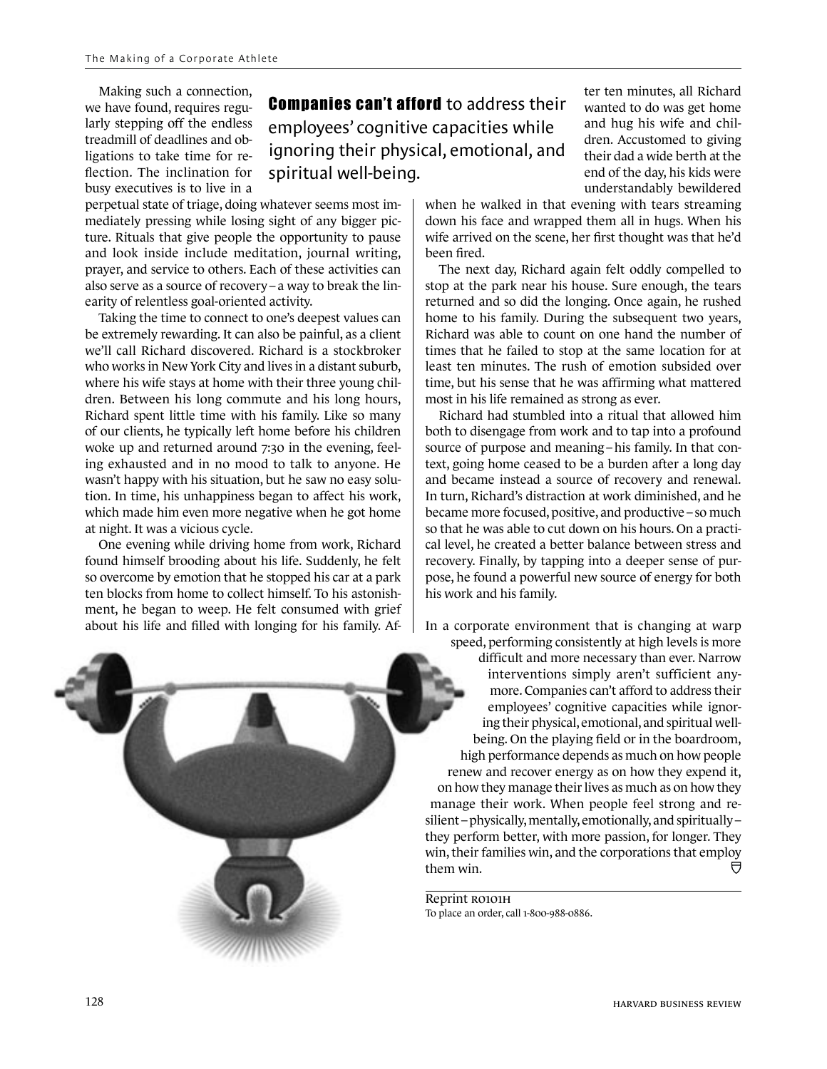Making such a connection, we have found, requires regularly stepping off the endless treadmill of deadlines and obligations to take time for reflection. The inclination for busy executives is to live in a perpetual state of triage, doing whatever seems most immediately pressing while losing sight of any bigger picture. Rituals that give people the opportunity to pause and look inside include meditation, journal writing, prayer, and service to others. Each of these activities can also serve as a source of recovery – a way to break the linearity of relentless goal-oriented activity.

Taking the time to connect to one's deepest values can be extremely rewarding. It can also be painful, as a client we'll call Richard discovered. Richard is a stockbroker who works in New York City and lives in a distant suburb, where his wife stays at home with their three young children. Between his long commute and his long hours, Richard spent little time with his family. Like so many of our clients, he typically left home before his children woke up and returned around 7:30 in the evening, feeling exhausted and in no mood to talk to anyone. He wasn't happy with his situation, but he saw no easy solution. In time, his unhappiness began to affect his work, which made him even more negative when he got home at night. It was a vicious cycle.

One evening while driving home from work, Richard found himself brooding about his life. Suddenly, he felt so overcome by emotion that he stopped his car at a park ten blocks from home to collect himself. To his astonishment, he began to weep. He felt consumed with grief about his life and filled with longing for his family. After ten minutes, all Richard wanted to do was get home and hug his wife and children. Accustomed to giving their dad a wide berth at the end of the day, his kids were understandably bewildered when he walked in that evening with tears streaming down his face and wrapped them all in hugs. When his wife arrived on the scene, her first thought was that he'd been fired.

> **Companies can't afford** to address their employees' cognitive capacities while ignoring their physical, emotional, and spiritual well-being.

The next day, Richard again felt oddly compelled to stop at the park near his house. Sure enough, the tears returned and so did the longing. Once again, he rushed home to his family. During the subsequent two years, Richard was able to count on one hand the number of times that he failed to stop at the same location for at least ten minutes. The rush of emotion subsided over time, but his sense that he was affirming what mattered most in his life remained as strong as ever.

Richard had stumbled into a ritual that allowed him both to disengage from work and to tap into a profound source of purpose and meaning – his family. In that context, going home ceased to be a burden after a long day and became instead a source of recovery and renewal. In turn, Richard's distraction at work diminished, and he became more focused, positive, and productive – so much so that he was able to cut down on his hours. On a practical level, he created a better balance between stress and recovery. Finally, by tapping into a deeper sense of purpose, he found a powerful new source of energy for both his work and his family.

In a corporate environment that is changing at warp speed, performing consistently at high levels is more difficult and more necessary than ever. Narrow interventions simply aren't sufficient anymore. Companies can't afford to address their employees' cognitive capacities while ignoring their physical, emotional, and spiritual well-being. On the playing field or in the boardroom, high performance depends as much on how people renew and recover energy as on how they expend it, on how they manage their lives as much as on how they manage their work. When people feel strong and resilient – physically, mentally, emotionally, and spiritually – they perform better, with more passion, for longer. They win, their families win, and the corporations that employ them win.

Reprint R0101H
To place an order, call 1-800-988-0886.